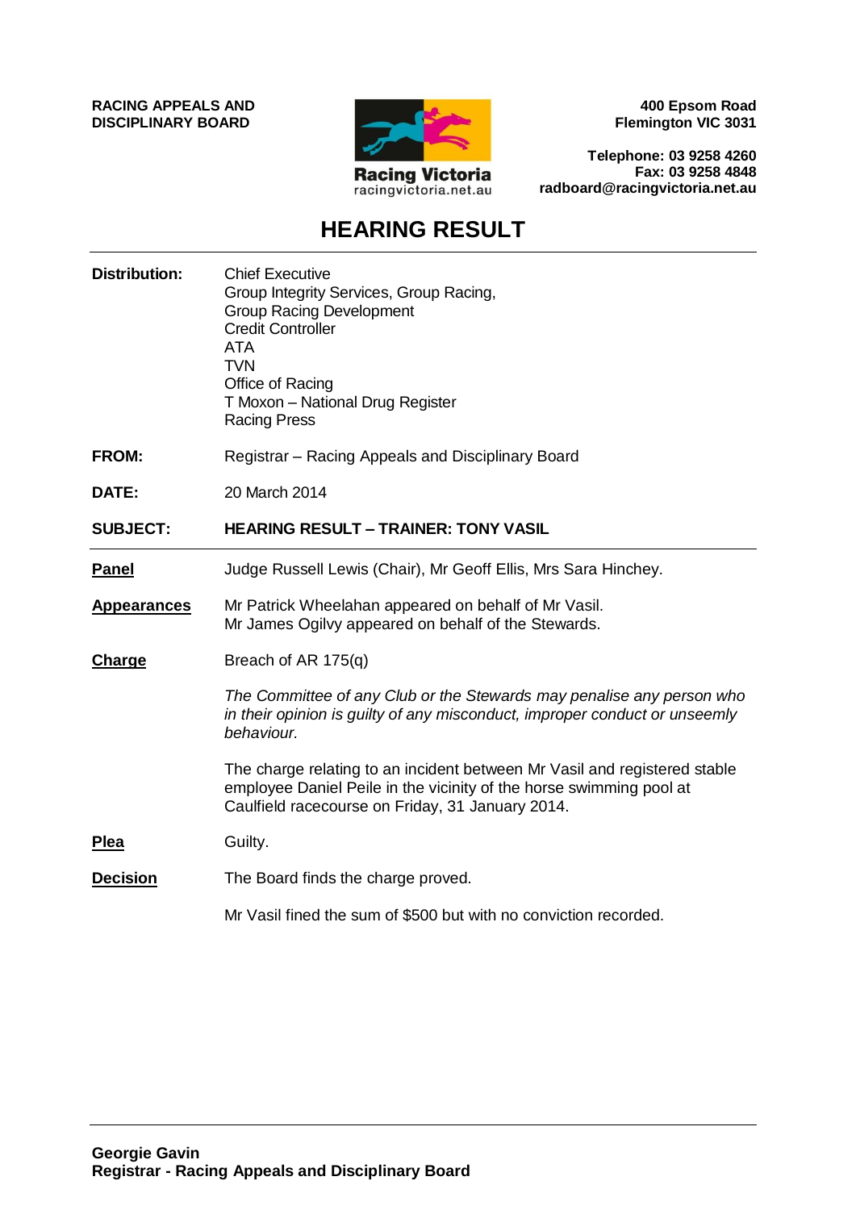**RACING APPEALS AND DISCIPLINARY BOARD**

Racing Victoria
racingvictoria.net.au

**400 Epsom Road**
**Flemington VIC 3031**

**Telephone: 03 9258 4260**
**Fax: 03 9258 4848**
**radboard@racingvictoria.net.au**

# HEARING RESULT

**Distribution:** Chief Executive
Group Integrity Services, Group Racing,
Group Racing Development
Credit Controller
ATA
TVN
Office of Racing
T Moxon – National Drug Register
Racing Press

**FROM:** Registrar – Racing Appeals and Disciplinary Board

**DATE:** 20 March 2014

**SUBJECT:** **HEARING RESULT – TRAINER: TONY VASIL**

---

**Panel** Judge Russell Lewis (Chair), Mr Geoff Ellis, Mrs Sara Hinchey.

**Appearances** Mr Patrick Wheelahan appeared on behalf of Mr Vasil.
Mr James Ogilvy appeared on behalf of the Stewards.

**Charge** Breach of AR 175(q)

*The Committee of any Club or the Stewards may penalise any person who in their opinion is guilty of any misconduct, improper conduct or unseemly behaviour.*

The charge relating to an incident between Mr Vasil and registered stable employee Daniel Peile in the vicinity of the horse swimming pool at Caulfield racecourse on Friday, 31 January 2014.

**Plea** Guilty.

**Decision** The Board finds the charge proved.

Mr Vasil fined the sum of $500 but with no conviction recorded.

---

**Georgie Gavin**
**Registrar - Racing Appeals and Disciplinary Board**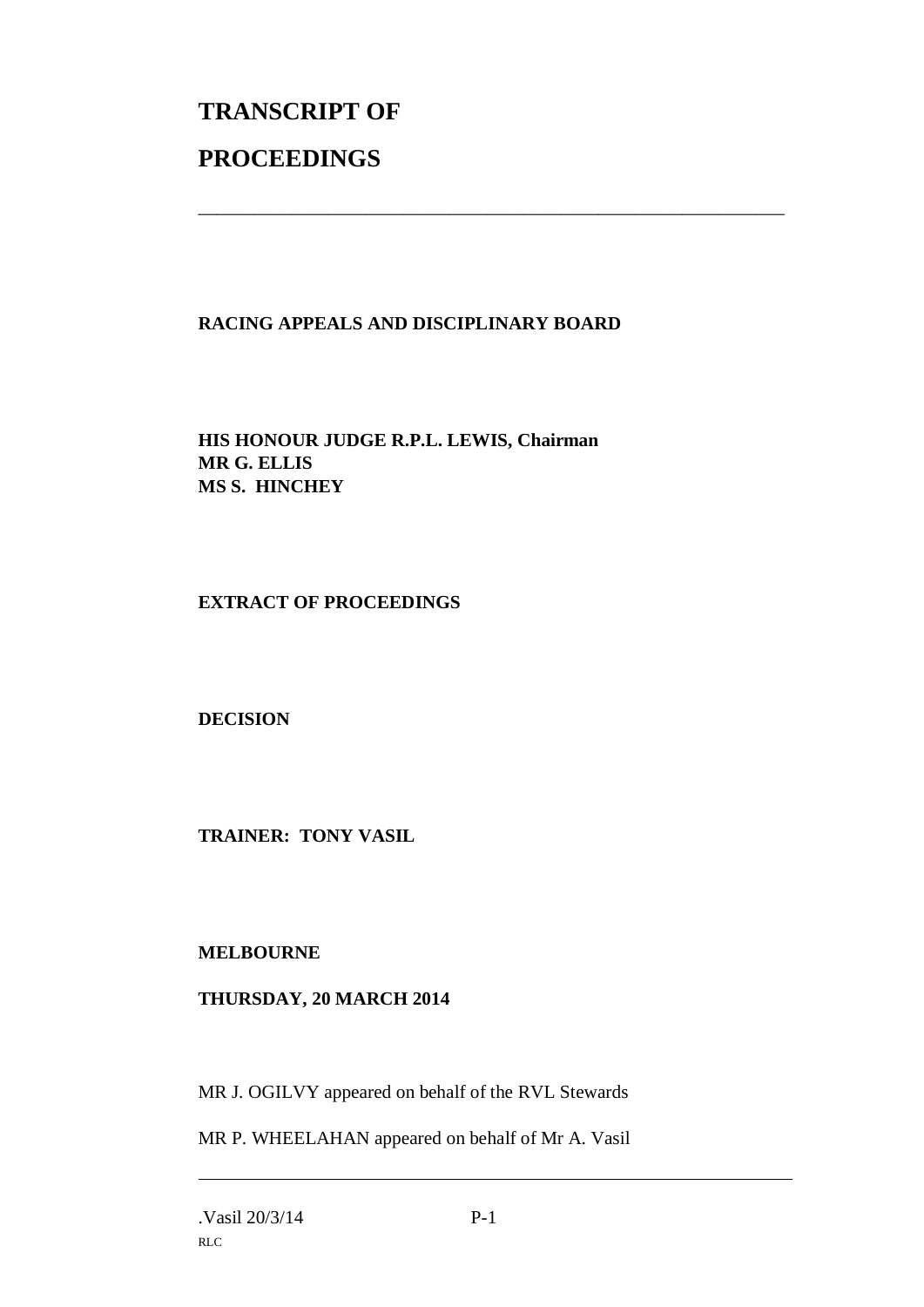# TRANSCRIPT OF

# PROCEEDINGS

---

**RACING APPEALS AND DISCIPLINARY BOARD**

**HIS HONOUR JUDGE R.P.L. LEWIS, Chairman**
**MR G. ELLIS**
**MS S. HINCHEY**

**EXTRACT OF PROCEEDINGS**

**DECISION**

**TRAINER: TONY VASIL**

**MELBOURNE**

**THURSDAY, 20 MARCH 2014**

MR J. OGILVY appeared on behalf of the RVL Stewards

MR P. WHEELAHAN appeared on behalf of Mr A. Vasil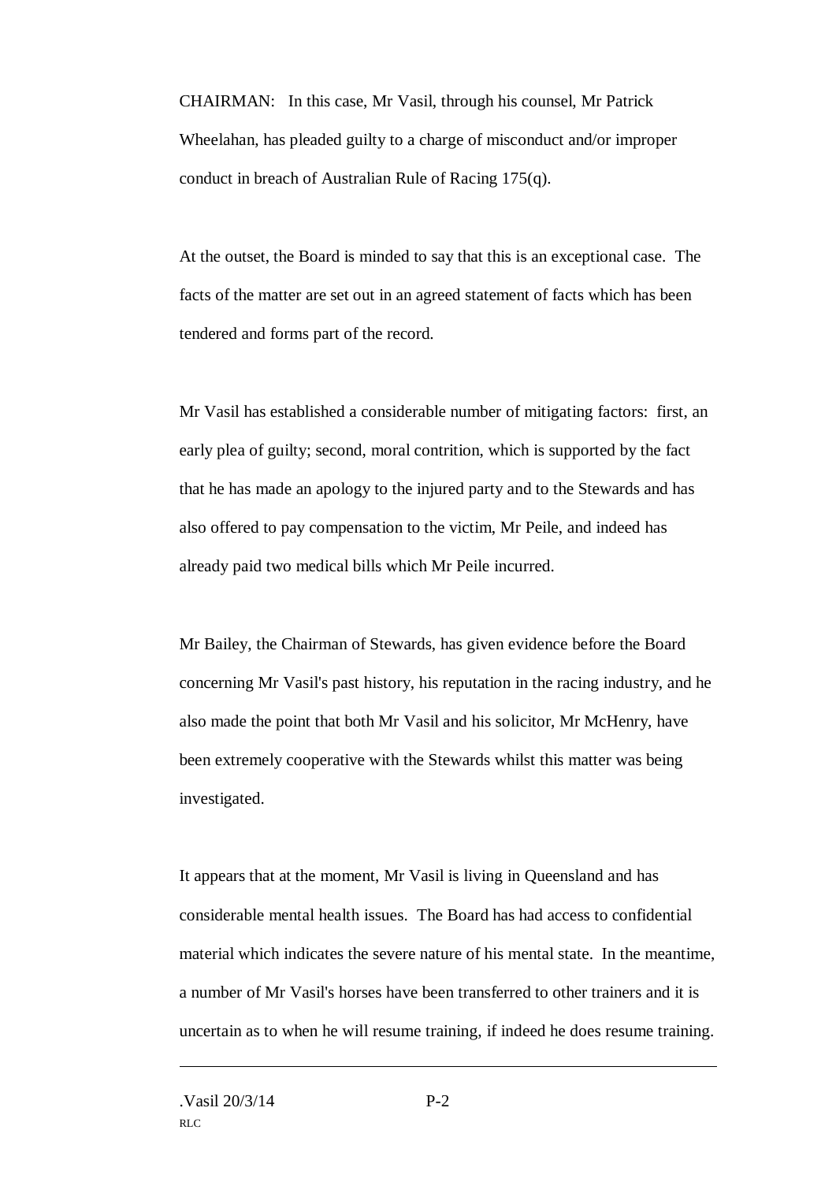CHAIRMAN: In this case, Mr Vasil, through his counsel, Mr Patrick Wheelahan, has pleaded guilty to a charge of misconduct and/or improper conduct in breach of Australian Rule of Racing 175(q).

At the outset, the Board is minded to say that this is an exceptional case. The facts of the matter are set out in an agreed statement of facts which has been tendered and forms part of the record.

Mr Vasil has established a considerable number of mitigating factors: first, an early plea of guilty; second, moral contrition, which is supported by the fact that he has made an apology to the injured party and to the Stewards and has also offered to pay compensation to the victim, Mr Peile, and indeed has already paid two medical bills which Mr Peile incurred.

Mr Bailey, the Chairman of Stewards, has given evidence before the Board concerning Mr Vasil's past history, his reputation in the racing industry, and he also made the point that both Mr Vasil and his solicitor, Mr McHenry, have been extremely cooperative with the Stewards whilst this matter was being investigated.

It appears that at the moment, Mr Vasil is living in Queensland and has considerable mental health issues. The Board has had access to confidential material which indicates the severe nature of his mental state. In the meantime, a number of Mr Vasil's horses have been transferred to other trainers and it is uncertain as to when he will resume training, if indeed he does resume training.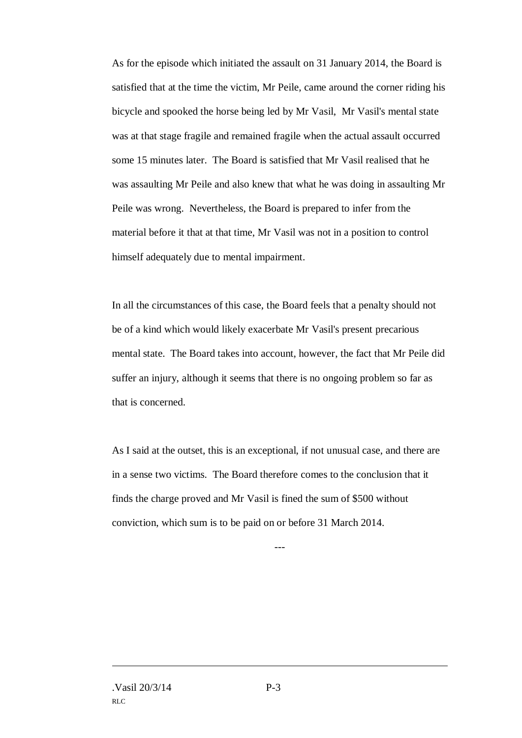As for the episode which initiated the assault on 31 January 2014, the Board is satisfied that at the time the victim, Mr Peile, came around the corner riding his bicycle and spooked the horse being led by Mr Vasil, Mr Vasil's mental state was at that stage fragile and remained fragile when the actual assault occurred some 15 minutes later. The Board is satisfied that Mr Vasil realised that he was assaulting Mr Peile and also knew that what he was doing in assaulting Mr Peile was wrong. Nevertheless, the Board is prepared to infer from the material before it that at that time, Mr Vasil was not in a position to control himself adequately due to mental impairment.

In all the circumstances of this case, the Board feels that a penalty should not be of a kind which would likely exacerbate Mr Vasil's present precarious mental state. The Board takes into account, however, the fact that Mr Peile did suffer an injury, although it seems that there is no ongoing problem so far as that is concerned.

As I said at the outset, this is an exceptional, if not unusual case, and there are in a sense two victims. The Board therefore comes to the conclusion that it finds the charge proved and Mr Vasil is fined the sum of $500 without conviction, which sum is to be paid on or before 31 March 2014.

---